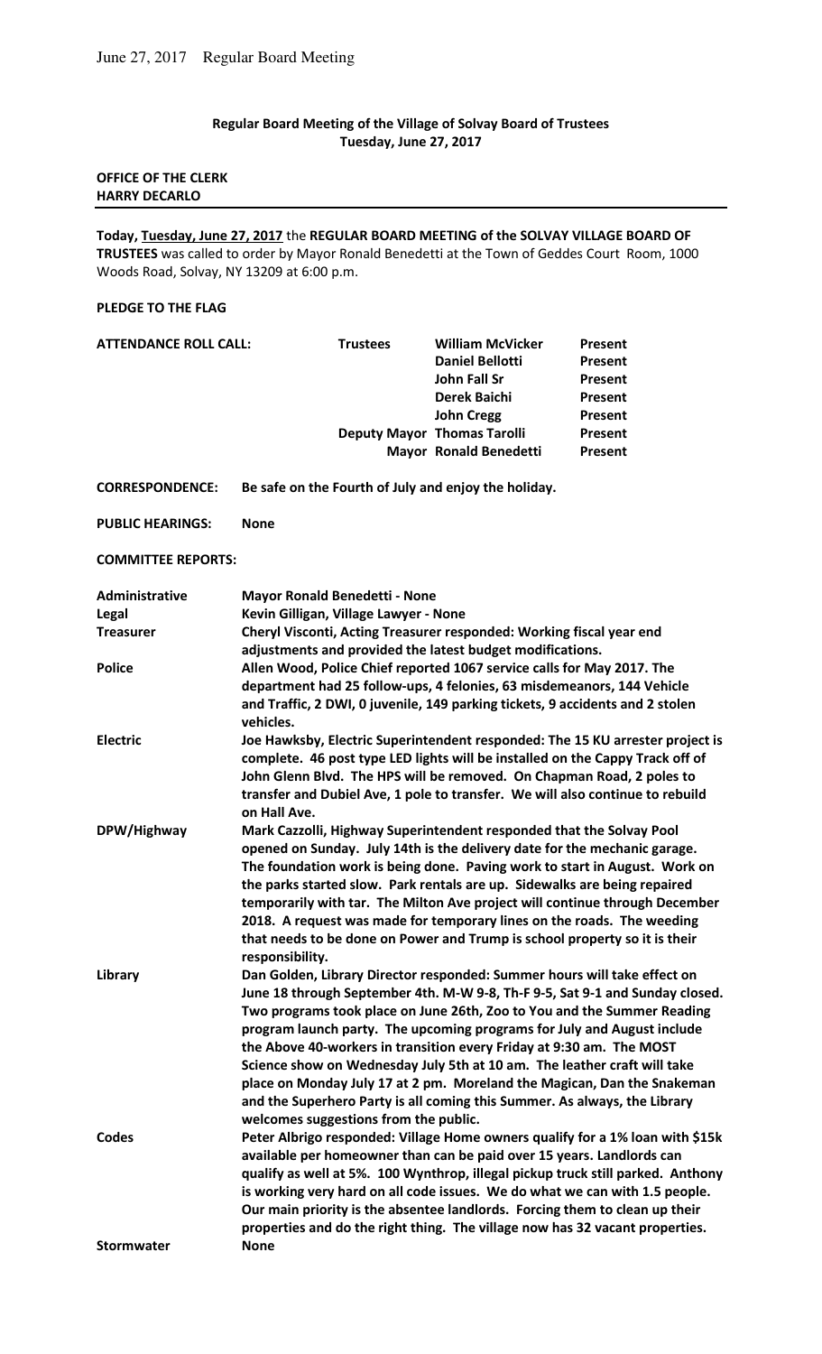June 27, 2017 Regular Board Meeting

**Regular Board Meeting of the Village of Solvay Board of Trustees**
**Tuesday, June 27, 2017**

**OFFICE OF THE CLERK**
**HARRY DECARLO**

---

**Today, Tuesday, June 27, 2017** the **REGULAR BOARD MEETING of the SOLVAY VILLAGE BOARD OF TRUSTEES** was called to order by Mayor Ronald Benedetti at the Town of Geddes Court Room, 1000 Woods Road, Solvay, NY 13209 at 6:00 p.m.

**PLEDGE TO THE FLAG**

| **ATTENDANCE ROLL CALL:** | **Trustees** | **William McVicker** | **Present** |
|---|---|---|---|
| | | **Daniel Bellotti** | **Present** |
| | | **John Fall Sr** | **Present** |
| | | **Derek Baichi** | **Present** |
| | | **John Cregg** | **Present** |
| | **Deputy Mayor** | **Thomas Tarolli** | **Present** |
| | **Mayor** | **Ronald Benedetti** | **Present** |

**CORRESPONDENCE:** **Be safe on the Fourth of July and enjoy the holiday.**

**PUBLIC HEARINGS:** **None**

**COMMITTEE REPORTS:**

**Administrative** — **Mayor Ronald Benedetti - None**

**Legal** — **Kevin Gilligan, Village Lawyer - None**

**Treasurer** — **Cheryl Visconti, Acting Treasurer responded: Working fiscal year end adjustments and provided the latest budget modifications.**

**Police** — **Allen Wood, Police Chief reported 1067 service calls for May 2017. The department had 25 follow-ups, 4 felonies, 63 misdemeanors, 144 Vehicle and Traffic, 2 DWI, 0 juvenile, 149 parking tickets, 9 accidents and 2 stolen vehicles.**

**Electric** — **Joe Hawksby, Electric Superintendent responded: The 15 KU arrester project is complete. 46 post type LED lights will be installed on the Cappy Track off of John Glenn Blvd. The HPS will be removed. On Chapman Road, 2 poles to transfer and Dubiel Ave, 1 pole to transfer. We will also continue to rebuild on Hall Ave.**

**DPW/Highway** — **Mark Cazzolli, Highway Superintendent responded that the Solvay Pool opened on Sunday. July 14th is the delivery date for the mechanic garage. The foundation work is being done. Paving work to start in August. Work on the parks started slow. Park rentals are up. Sidewalks are being repaired temporarily with tar. The Milton Ave project will continue through December 2018. A request was made for temporary lines on the roads. The weeding that needs to be done on Power and Trump is school property so it is their responsibility.**

**Library** — **Dan Golden, Library Director responded: Summer hours will take effect on June 18 through September 4th. M-W 9-8, Th-F 9-5, Sat 9-1 and Sunday closed. Two programs took place on June 26th, Zoo to You and the Summer Reading program launch party. The upcoming programs for July and August include the Above 40-workers in transition every Friday at 9:30 am. The MOST Science show on Wednesday July 5th at 10 am. The leather craft will take place on Monday July 17 at 2 pm. Moreland the Magican, Dan the Snakeman and the Superhero Party is all coming this Summer. As always, the Library welcomes suggestions from the public.**

**Codes** — **Peter Albrigo responded: Village Home owners qualify for a 1% loan with $15k available per homeowner than can be paid over 15 years. Landlords can qualify as well at 5%. 100 Wynthrop, illegal pickup truck still parked. Anthony is working very hard on all code issues. We do what we can with 1.5 people. Our main priority is the absentee landlords. Forcing them to clean up their properties and do the right thing. The village now has 32 vacant properties.**

**Stormwater** — **None**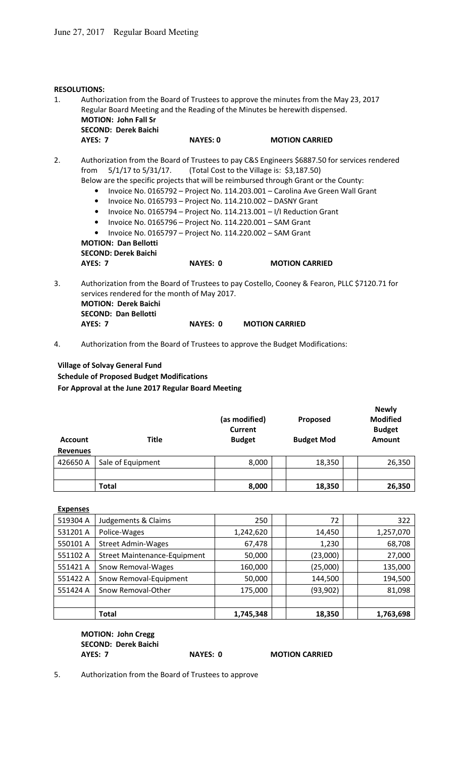**RESOLUTIONS:**

1. Authorization from the Board of Trustees to approve the minutes from the May 23, 2017 Regular Board Meeting and the Reading of the Minutes be herewith dispensed.
   **MOTION: John Fall Sr**
   **SECOND: Derek Baichi**
   **AYES: 7** **NAYES: 0** **MOTION CARRIED**

2. Authorization from the Board of Trustees to pay C&S Engineers $6887.50 for services rendered from 5/1/17 to 5/31/17. (Total Cost to the Village is: $3,187.50)
   Below are the specific projects that will be reimbursed through Grant or the County:
   - Invoice No. 0165792 – Project No. 114.203.001 – Carolina Ave Green Wall Grant
   - Invoice No. 0165793 – Project No. 114.210.002 – DASNY Grant
   - Invoice No. 0165794 – Project No. 114.213.001 – I/I Reduction Grant
   - Invoice No. 0165796 – Project No. 114.220.001 – SAM Grant
   - Invoice No. 0165797 – Project No. 114.220.002 – SAM Grant

   **MOTION: Dan Bellotti**
   **SECOND: Derek Baichi**
   **AYES: 7** **NAYES: 0** **MOTION CARRIED**

3. Authorization from the Board of Trustees to pay Costello, Cooney & Fearon, PLLC $7120.71 for services rendered for the month of May 2017.
   **MOTION: Derek Baichi**
   **SECOND: Dan Bellotti**
   **AYES: 7** **NAYES: 0** **MOTION CARRIED**

4. Authorization from the Board of Trustees to approve the Budget Modifications:

**Village of Solvay General Fund**
**Schedule of Proposed Budget Modifications**
**For Approval at the June 2017 Regular Board Meeting**

| Account | Title | (as modified) Current Budget | Proposed Budget Mod | Newly Modified Budget Amount |
|---|---|---|---|---|
| **Revenues** | | | | |
| 426650 A | Sale of Equipment | 8,000 | 18,350 | 26,350 |
| | | | | |
| | **Total** | **8,000** | **18,350** | **26,350** |

| Account | Title | (as modified) Current Budget | Proposed Budget Mod | Newly Modified Budget Amount |
|---|---|---|---|---|
| **Expenses** | | | | |
| 519304 A | Judgements & Claims | 250 | 72 | 322 |
| 531201 A | Police-Wages | 1,242,620 | 14,450 | 1,257,070 |
| 550101 A | Street Admin-Wages | 67,478 | 1,230 | 68,708 |
| 551102 A | Street Maintenance-Equipment | 50,000 | (23,000) | 27,000 |
| 551421 A | Snow Removal-Wages | 160,000 | (25,000) | 135,000 |
| 551422 A | Snow Removal-Equipment | 50,000 | 144,500 | 194,500 |
| 551424 A | Snow Removal-Other | 175,000 | (93,902) | 81,098 |
| | | | | |
| | **Total** | **1,745,348** | **18,350** | **1,763,698** |

**MOTION: John Cregg**
**SECOND: Derek Baichi**
**AYES: 7** **NAYES: 0** **MOTION CARRIED**

5. Authorization from the Board of Trustees to approve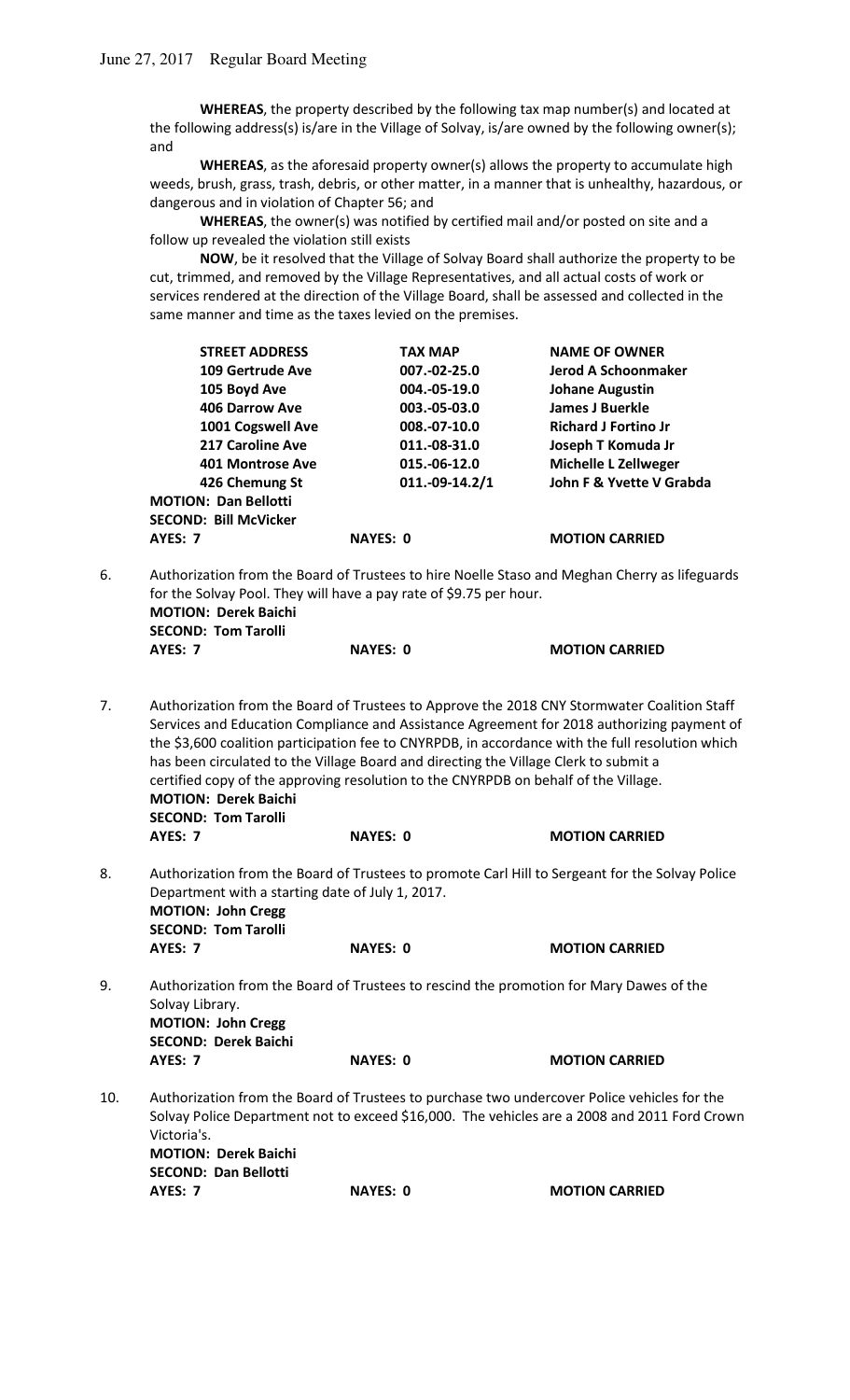**WHEREAS**, the property described by the following tax map number(s) and located at the following address(s) is/are in the Village of Solvay, is/are owned by the following owner(s); and

**WHEREAS**, as the aforesaid property owner(s) allows the property to accumulate high weeds, brush, grass, trash, debris, or other matter, in a manner that is unhealthy, hazardous, or dangerous and in violation of Chapter 56; and

**WHEREAS**, the owner(s) was notified by certified mail and/or posted on site and a follow up revealed the violation still exists

**NOW**, be it resolved that the Village of Solvay Board shall authorize the property to be cut, trimmed, and removed by the Village Representatives, and all actual costs of work or services rendered at the direction of the Village Board, shall be assessed and collected in the same manner and time as the taxes levied on the premises.

| STREET ADDRESS | TAX MAP | NAME OF OWNER |
|---|---|---|
| 109 Gertrude Ave | 007.-02-25.0 | Jerod A Schoonmaker |
| 105 Boyd Ave | 004.-05-19.0 | Johane Augustin |
| 406 Darrow Ave | 003.-05-03.0 | James J Buerkle |
| 1001 Cogswell Ave | 008.-07-10.0 | Richard J Fortino Jr |
| 217 Caroline Ave | 011.-08-31.0 | Joseph T Komuda Jr |
| 401 Montrose Ave | 015.-06-12.0 | Michelle L Zellweger |
| 426 Chemung St | 011.-09-14.2/1 | John F & Yvette V Grabda |

**MOTION: Dan Bellotti**
**SECOND: Bill McVicker**
**AYES: 7** **NAYES: 0** **MOTION CARRIED**

6. Authorization from the Board of Trustees to hire Noelle Staso and Meghan Cherry as lifeguards for the Solvay Pool. They will have a pay rate of $9.75 per hour.
   **MOTION: Derek Baichi**
   **SECOND: Tom Tarolli**
   **AYES: 7** **NAYES: 0** **MOTION CARRIED**

7. Authorization from the Board of Trustees to Approve the 2018 CNY Stormwater Coalition Staff Services and Education Compliance and Assistance Agreement for 2018 authorizing payment of the $3,600 coalition participation fee to CNYRPDB, in accordance with the full resolution which has been circulated to the Village Board and directing the Village Clerk to submit a certified copy of the approving resolution to the CNYRPDB on behalf of the Village.
   **MOTION: Derek Baichi**
   **SECOND: Tom Tarolli**
   **AYES: 7** **NAYES: 0** **MOTION CARRIED**

8. Authorization from the Board of Trustees to promote Carl Hill to Sergeant for the Solvay Police Department with a starting date of July 1, 2017.
   **MOTION: John Cregg**
   **SECOND: Tom Tarolli**
   **AYES: 7** **NAYES: 0** **MOTION CARRIED**

9. Authorization from the Board of Trustees to rescind the promotion for Mary Dawes of the Solvay Library.
   **MOTION: John Cregg**
   **SECOND: Derek Baichi**
   **AYES: 7** **NAYES: 0** **MOTION CARRIED**

10. Authorization from the Board of Trustees to purchase two undercover Police vehicles for the Solvay Police Department not to exceed $16,000. The vehicles are a 2008 and 2011 Ford Crown Victoria's.
    **MOTION: Derek Baichi**
    **SECOND: Dan Bellotti**
    **AYES: 7** **NAYES: 0** **MOTION CARRIED**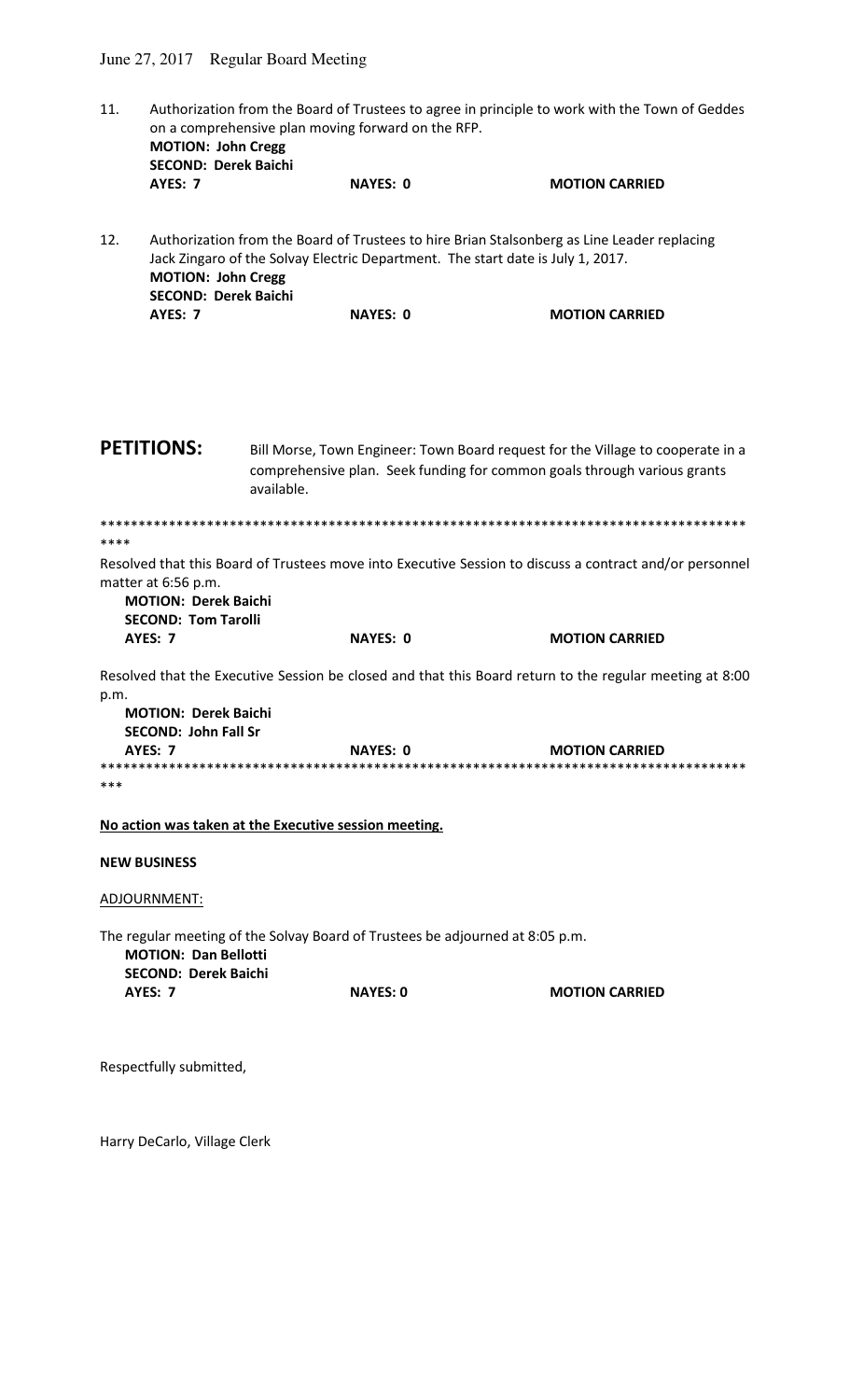11. Authorization from the Board of Trustees to agree in principle to work with the Town of Geddes on a comprehensive plan moving forward on the RFP.

    **MOTION: John Cregg**
    **SECOND: Derek Baichi**
    **AYES: 7** **NAYES: 0** **MOTION CARRIED**

12. Authorization from the Board of Trustees to hire Brian Stalsonberg as Line Leader replacing Jack Zingaro of the Solvay Electric Department. The start date is July 1, 2017.

    **MOTION: John Cregg**
    **SECOND: Derek Baichi**
    **AYES: 7** **NAYES: 0** **MOTION CARRIED**

**PETITIONS:** Bill Morse, Town Engineer: Town Board request for the Village to cooperate in a comprehensive plan. Seek funding for common goals through various grants available.

*************************************************************************************************

Resolved that this Board of Trustees move into Executive Session to discuss a contract and/or personnel matter at 6:56 p.m.

**MOTION: Derek Baichi**
**SECOND: Tom Tarolli**
**AYES: 7** **NAYES: 0** **MOTION CARRIED**

Resolved that the Executive Session be closed and that this Board return to the regular meeting at 8:00 p.m.

**MOTION: Derek Baichi**
**SECOND: John Fall Sr**
**AYES: 7** **NAYES: 0** **MOTION CARRIED**

************************************************************************************************

**No action was taken at the Executive session meeting.**

**NEW BUSINESS**

ADJOURNMENT:

The regular meeting of the Solvay Board of Trustees be adjourned at 8:05 p.m.

**MOTION: Dan Bellotti**
**SECOND: Derek Baichi**
**AYES: 7** **NAYES: 0** **MOTION CARRIED**

Respectfully submitted,

Harry DeCarlo, Village Clerk